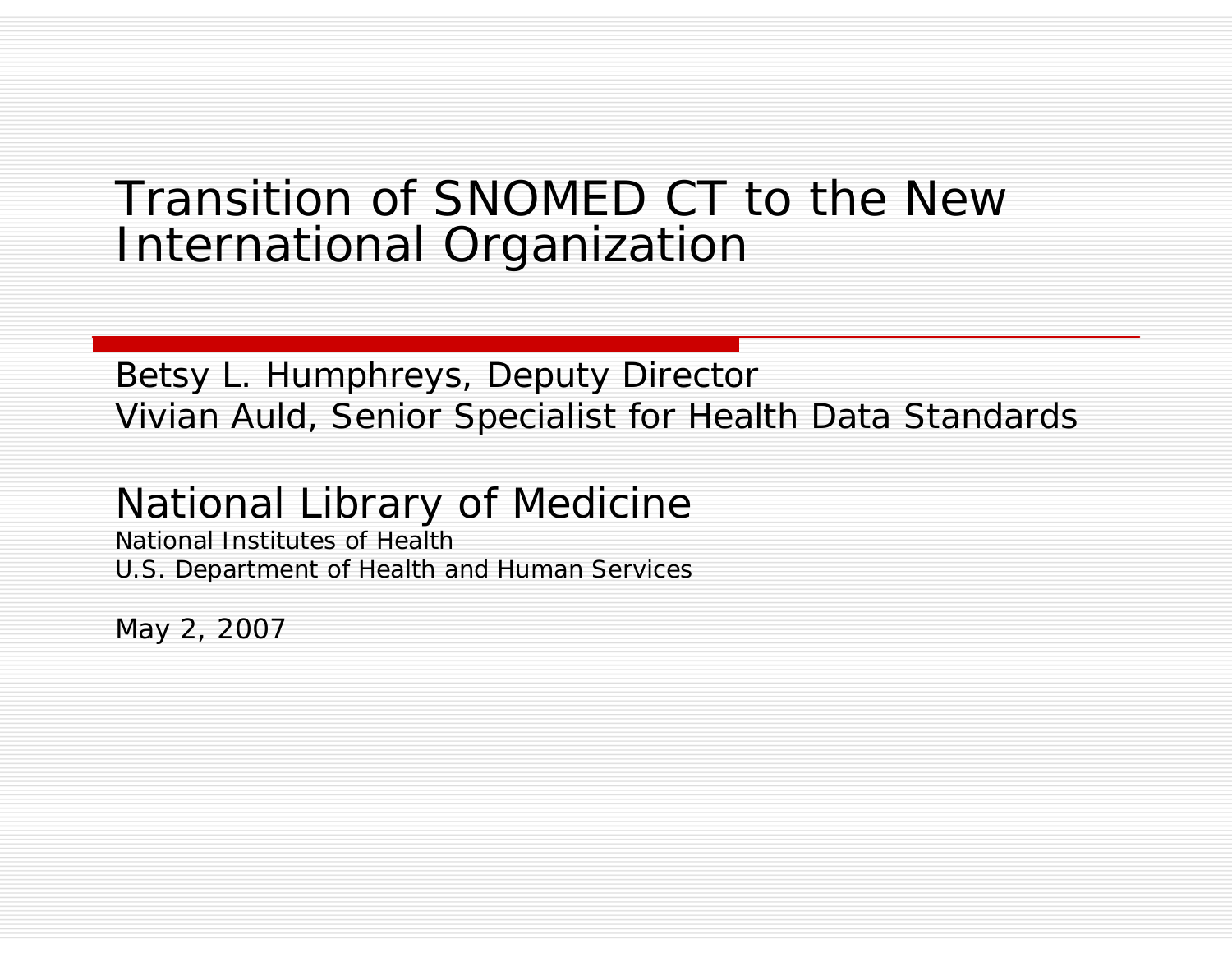# Transition of SNOMED CT to the New International Organization

Betsy L. Humphreys, Deputy Director
Vivian Auld, Senior Specialist for Health Data Standards

## National Library of Medicine

National Institutes of Health
U.S. Department of Health and Human Services

May 2, 2007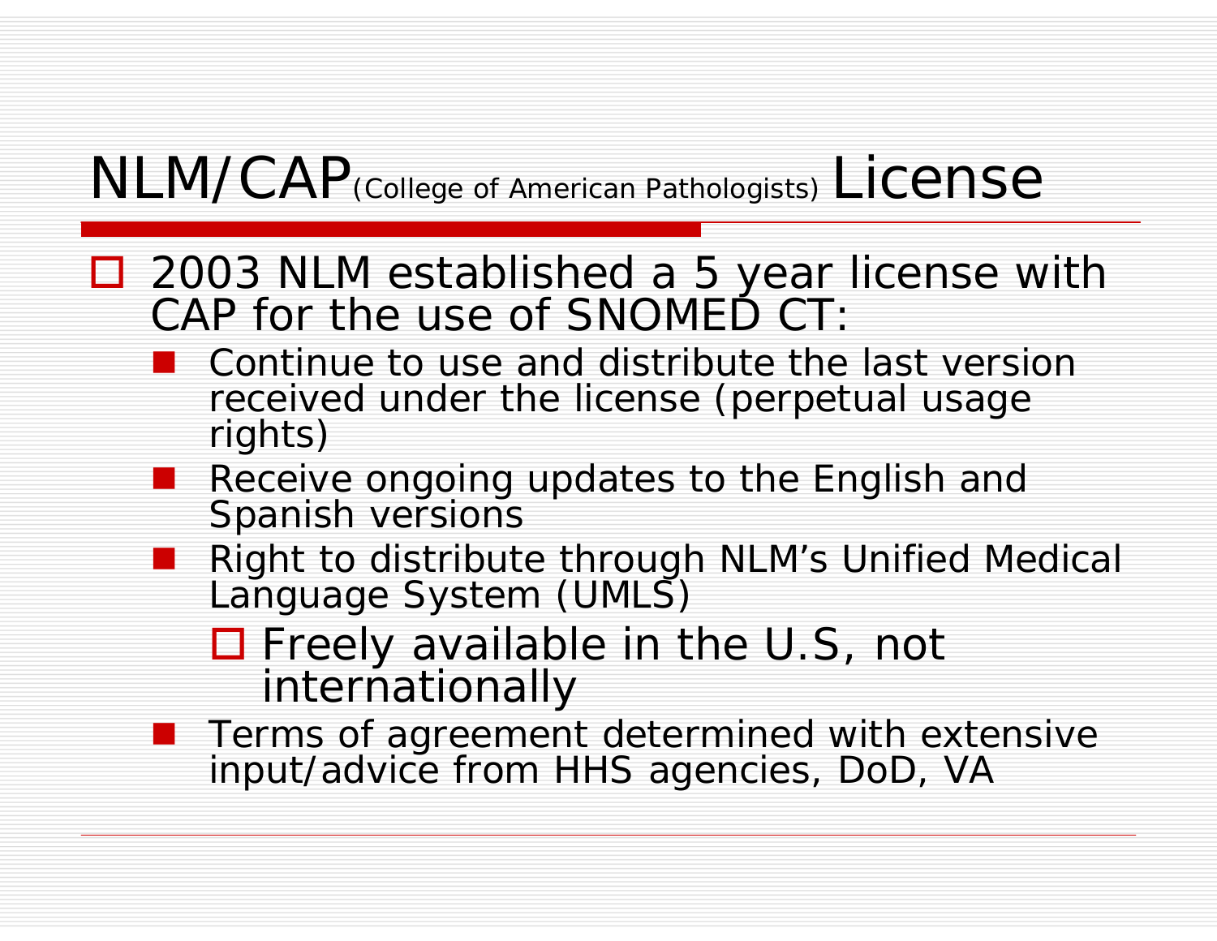# NLM/CAP(College of American Pathologists) License

- 2003 NLM established a 5 year license with CAP for the use of SNOMED CT:
  - Continue to use and distribute the last version received under the license (perpetual usage rights)
  - Receive ongoing updates to the English and Spanish versions
  - Right to distribute through NLM's Unified Medical Language System (UMLS)
    - Freely available in the U.S, not internationally
  - Terms of agreement determined with extensive input/advice from HHS agencies, DoD, VA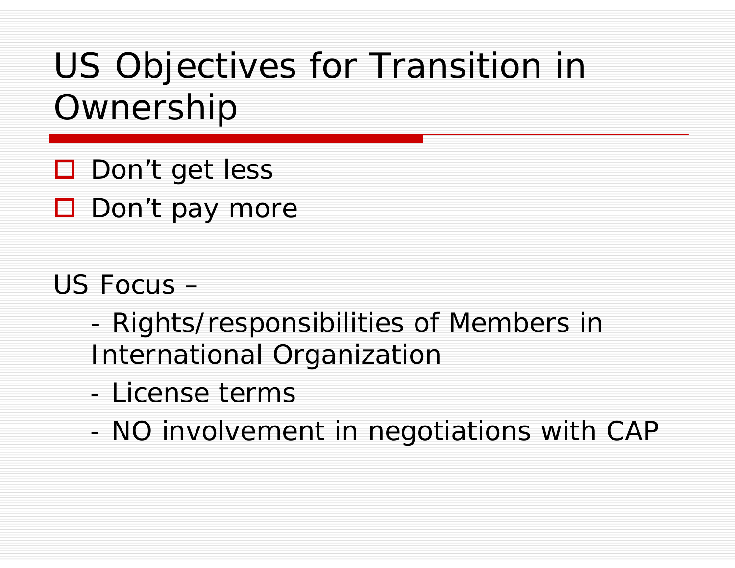# US Objectives for Transition in Ownership

- Don’t get less
- Don’t pay more

US Focus –

- Rights/responsibilities of Members in International Organization
- License terms
- NO involvement in negotiations with CAP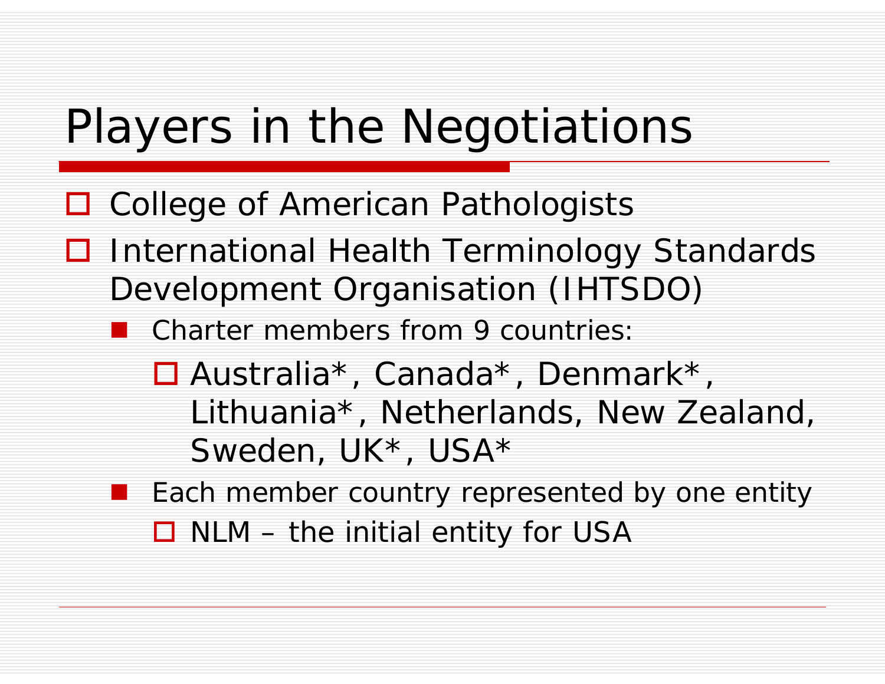# Players in the Negotiations

- College of American Pathologists
- International Health Terminology Standards Development Organisation (IHTSDO)
  - Charter members from 9 countries:
    - Australia*, Canada*, Denmark*, Lithuania*, Netherlands, New Zealand, Sweden, UK*, USA*
  - Each member country represented by one entity
    - NLM – the initial entity for USA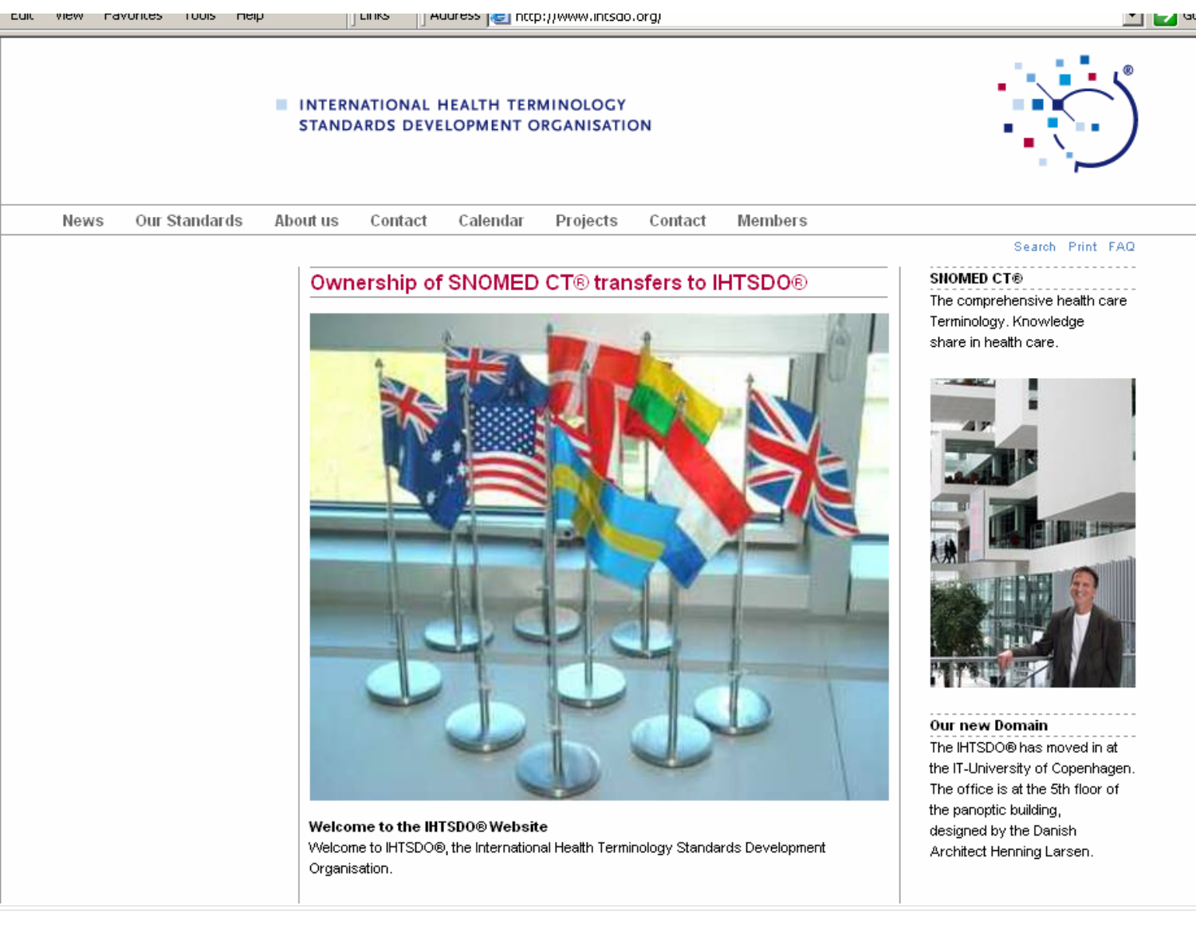INTERNATIONAL HEALTH TERMINOLOGY STANDARDS DEVELOPMENT ORGANISATION

News | Our Standards | About us | Contact | Calendar | Projects | Contact | Members

Search Print FAQ

## Ownership of SNOMED CT® transfers to IHTSDO®

**Welcome to the IHTSDO® Website**

Welcome to IHTSDO®, the International Health Terminology Standards Development Organisation.

**SNOMED CT®**

The comprehensive health care Terminology. Knowledge share in health care.

**Our new Domain**

The IHTSDO® has moved in at the IT-University of Copenhagen. The office is at the 5th floor of the panoptic building, designed by the Danish Architect Henning Larsen.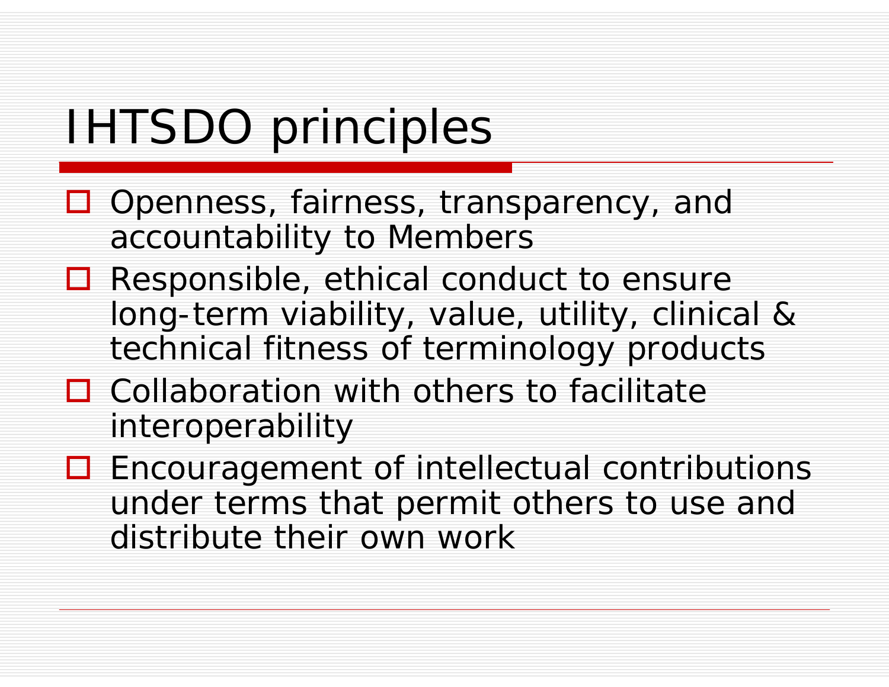# IHTSDO principles

- Openness, fairness, transparency, and accountability to Members
- Responsible, ethical conduct to ensure long-term viability, value, utility, clinical & technical fitness of terminology products
- Collaboration with others to facilitate interoperability
- Encouragement of intellectual contributions under terms that permit others to use and distribute their own work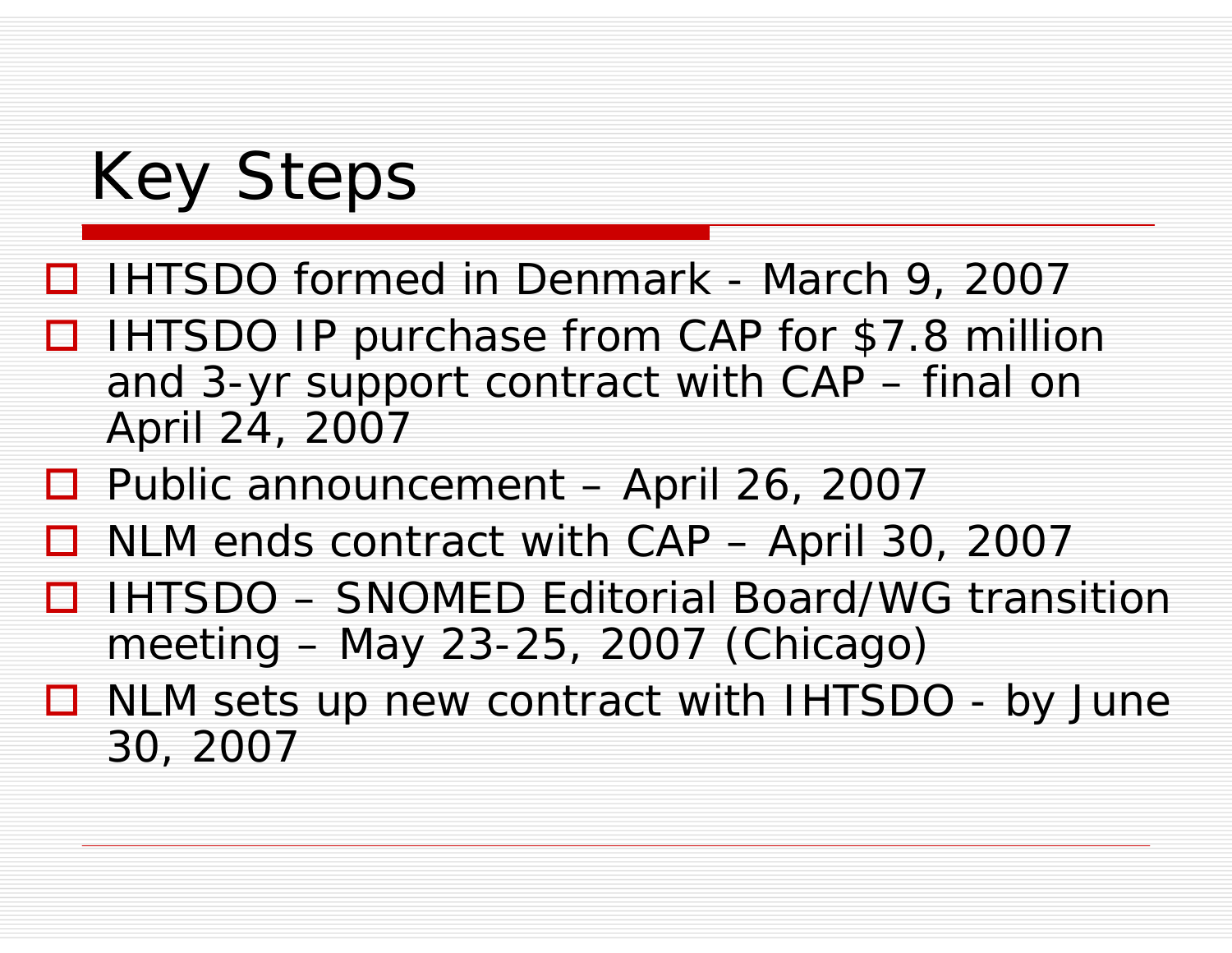# Key Steps

- IHTSDO formed in Denmark - March 9, 2007
- IHTSDO IP purchase from CAP for $7.8 million and 3-yr support contract with CAP – final on April 24, 2007
- Public announcement – April 26, 2007
- NLM ends contract with CAP – April 30, 2007
- IHTSDO – SNOMED Editorial Board/WG transition meeting – May 23-25, 2007 (Chicago)
- NLM sets up new contract with IHTSDO - by June 30, 2007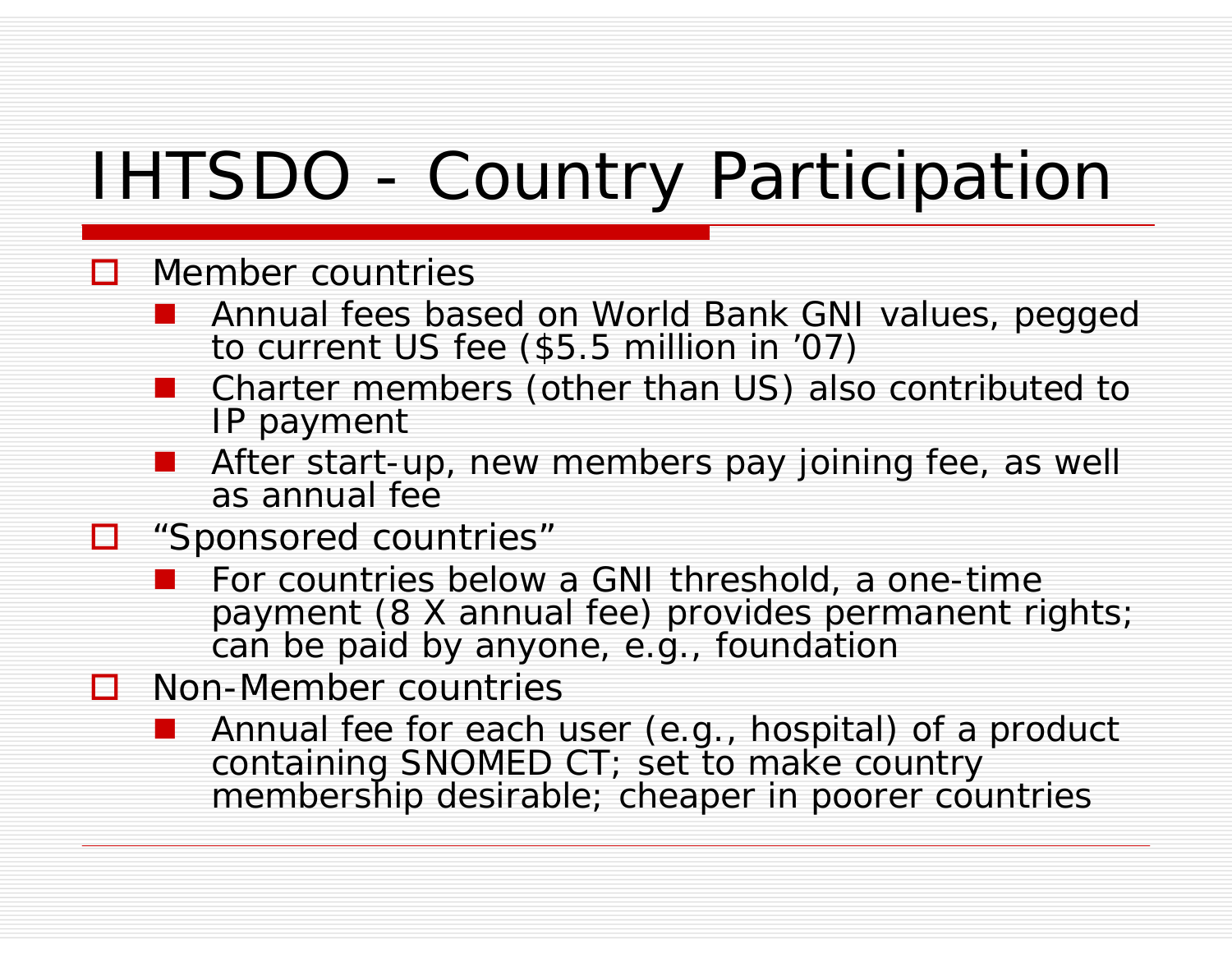# IHTSDO - Country Participation

- Member countries
  - Annual fees based on World Bank GNI values, pegged to current US fee ($5.5 million in '07)
  - Charter members (other than US) also contributed to IP payment
  - After start-up, new members pay joining fee, as well as annual fee
- "Sponsored countries"
  - For countries below a GNI threshold, a one-time payment (8 X annual fee) provides permanent rights; can be paid by anyone, e.g., foundation
- Non-Member countries
  - Annual fee for each user (e.g., hospital) of a product containing SNOMED CT; set to make country membership desirable; cheaper in poorer countries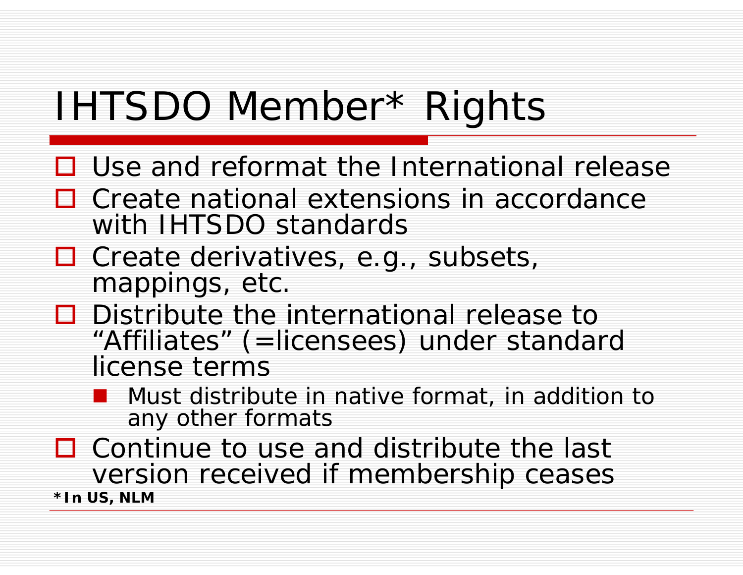# IHTSDO Member* Rights

- Use and reformat the International release
- Create national extensions in accordance with IHTSDO standards
- Create derivatives, e.g., subsets, mappings, etc.
- Distribute the international release to "Affiliates" (=licensees) under standard license terms
  - Must distribute in native format, in addition to any other formats
- Continue to use and distribute the last version received if membership ceases

**\*In US, NLM**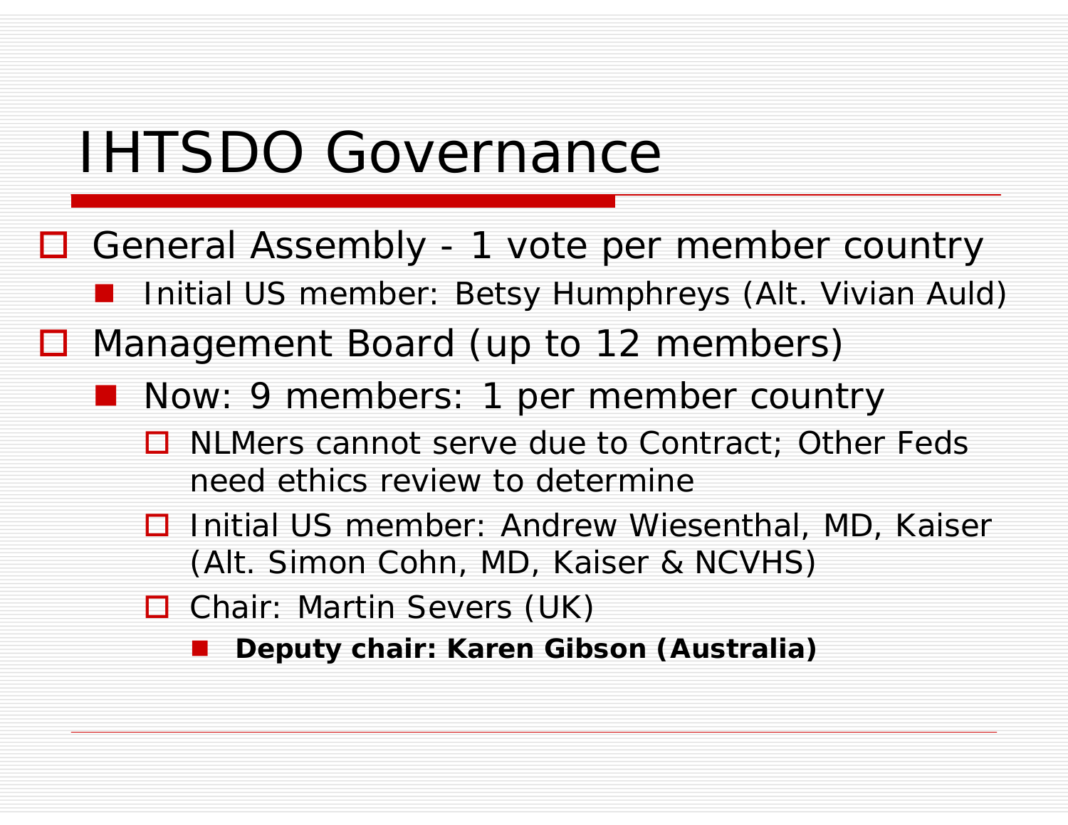# IHTSDO Governance

- General Assembly - 1 vote per member country
  - Initial US member: Betsy Humphreys (Alt. Vivian Auld)
- Management Board (up to 12 members)
  - Now: 9 members: 1 per member country
    - NLMers cannot serve due to Contract; Other Feds need ethics review to determine
    - Initial US member: Andrew Wiesenthal, MD, Kaiser (Alt. Simon Cohn, MD, Kaiser & NCVHS)
    - Chair: Martin Severs (UK)
      - **Deputy chair: Karen Gibson (Australia)**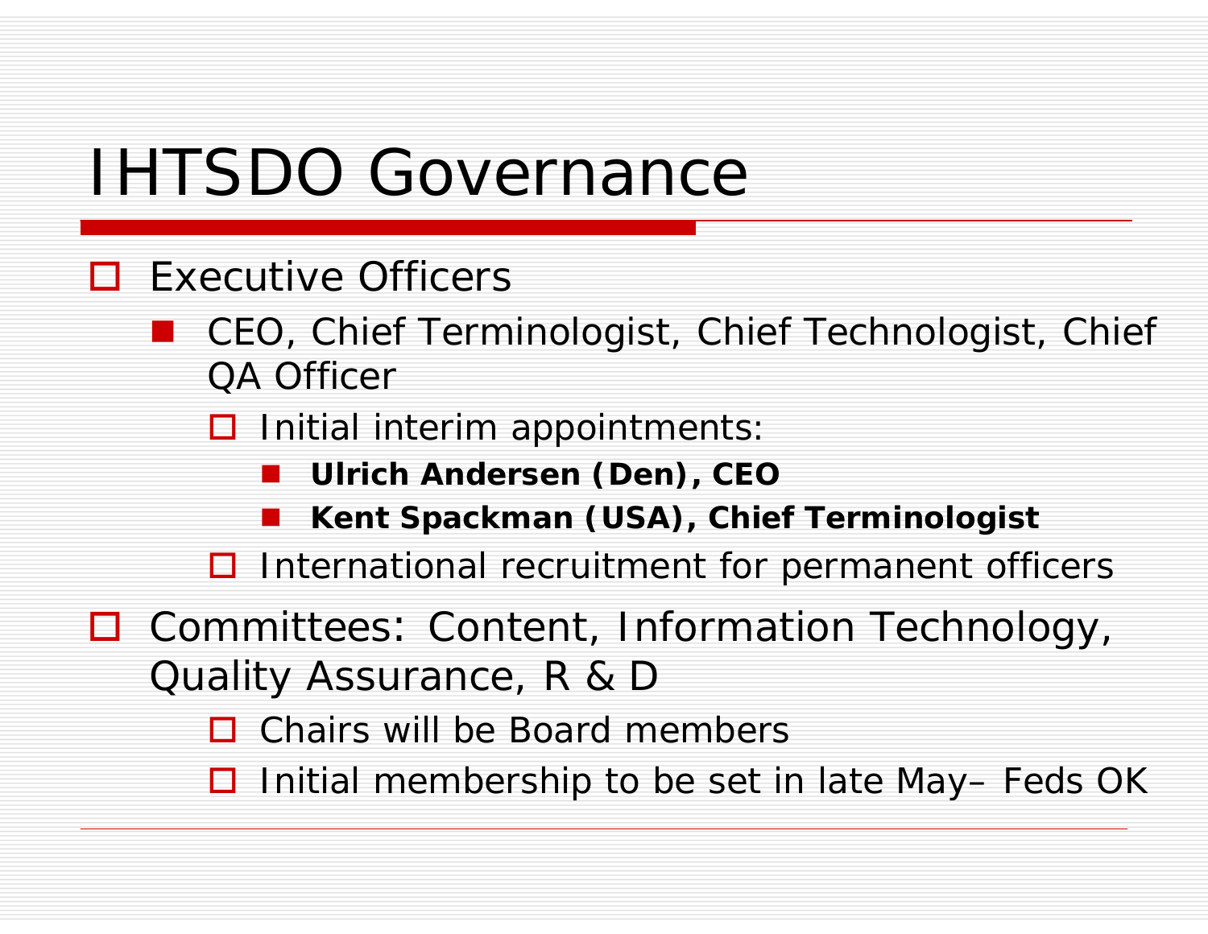# IHTSDO Governance

- Executive Officers
  - CEO, Chief Terminologist, Chief Technologist, Chief QA Officer
    - Initial interim appointments:
      - **Ulrich Andersen (Den), CEO**
      - **Kent Spackman (USA), Chief Terminologist**
    - International recruitment for permanent officers
- Committees: Content, Information Technology, Quality Assurance, R & D
  - Chairs will be Board members
  - Initial membership to be set in late May– Feds OK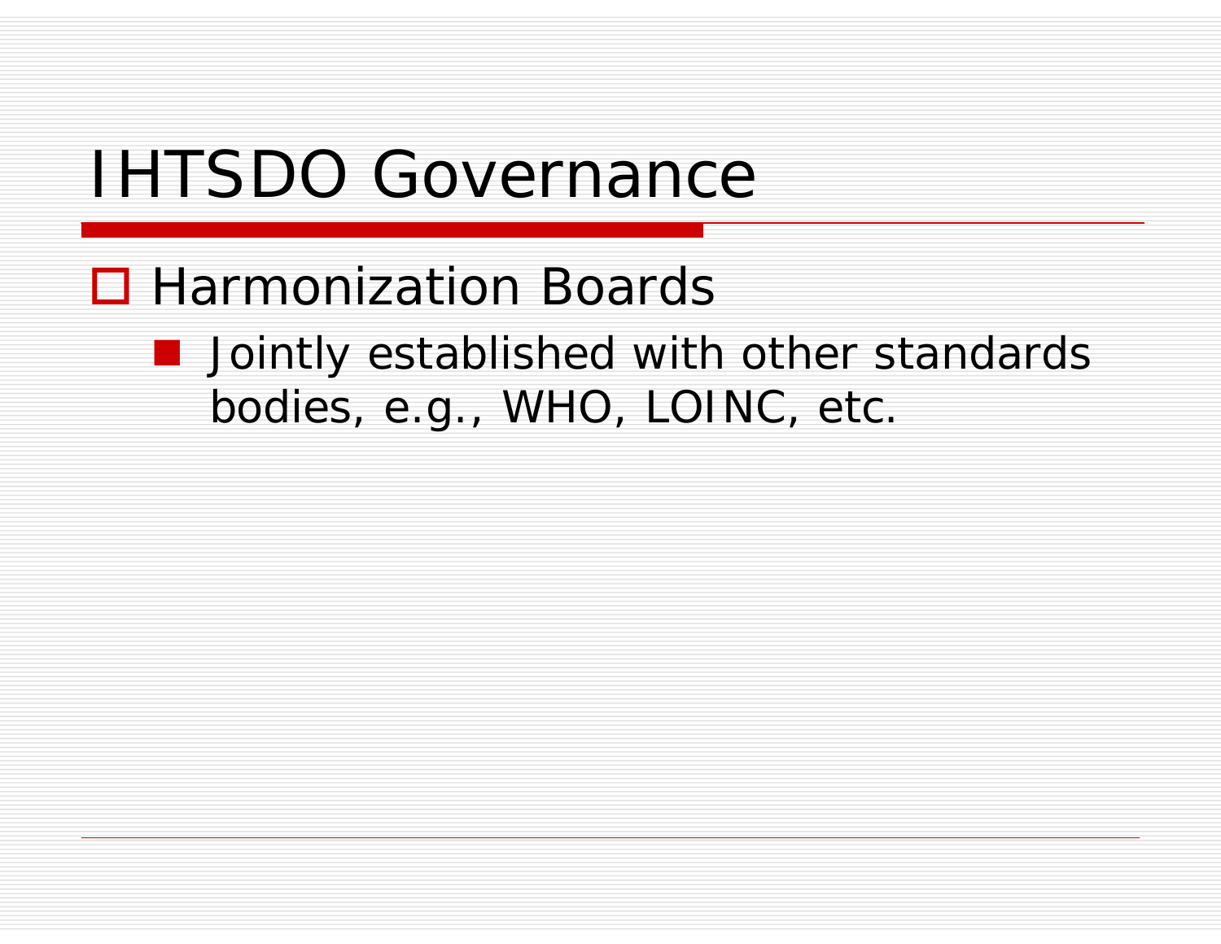# IHTSDO Governance

- Harmonization Boards
  - Jointly established with other standards bodies, e.g., WHO, LOINC, etc.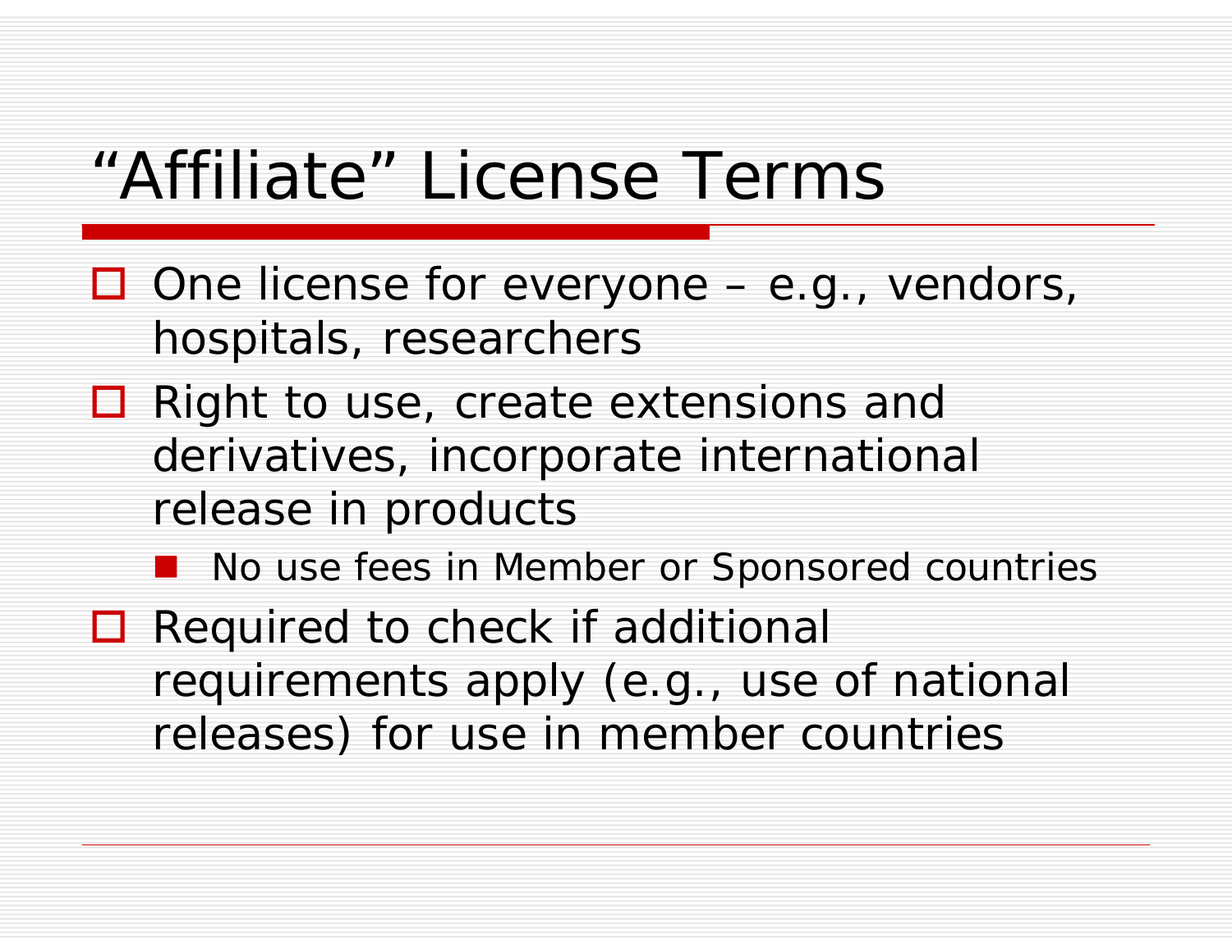# “Affiliate” License Terms

- One license for everyone – e.g., vendors, hospitals, researchers
- Right to use, create extensions and derivatives, incorporate international release in products
  - No use fees in Member or Sponsored countries
- Required to check if additional requirements apply (e.g., use of national releases) for use in member countries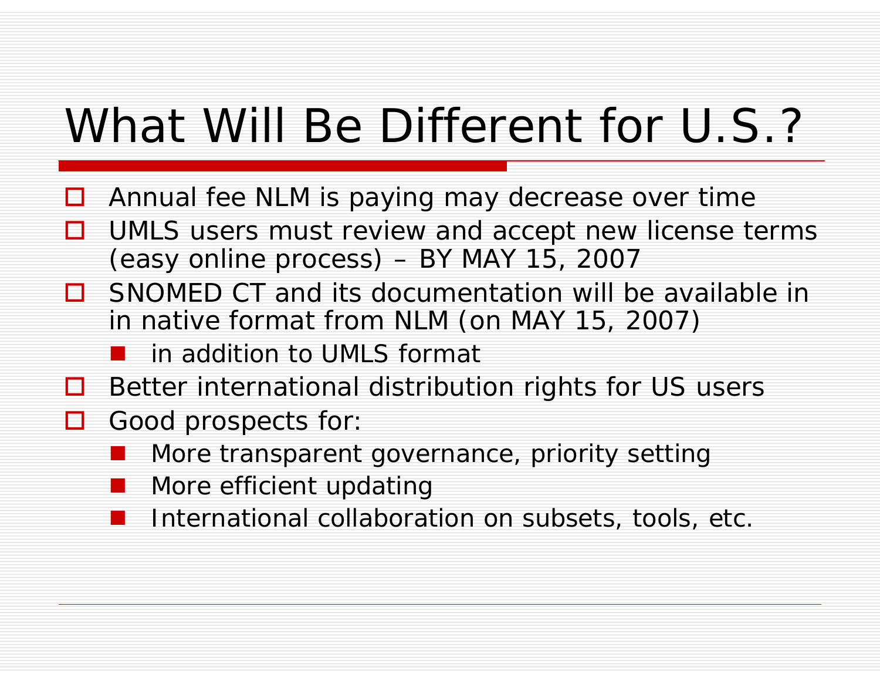# What Will Be Different for U.S.?

- Annual fee NLM is paying may decrease over time
- UMLS users must review and accept new license terms (easy online process) – BY MAY 15, 2007
- SNOMED CT and its documentation will be available in in native format from NLM (on MAY 15, 2007)
  - in addition to UMLS format
- Better international distribution rights for US users
- Good prospects for:
  - More transparent governance, priority setting
  - More efficient updating
  - International collaboration on subsets, tools, etc.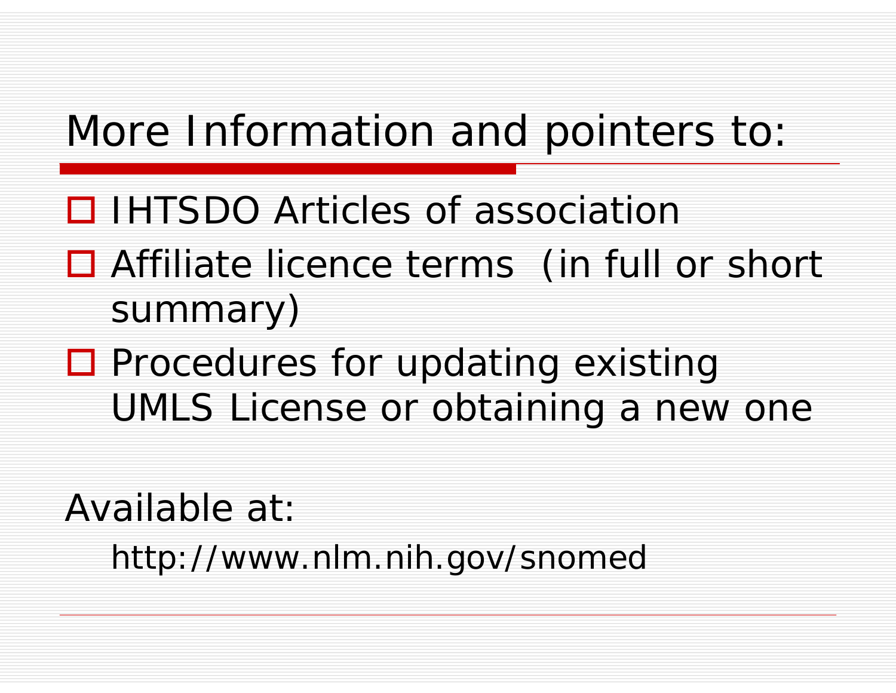# More Information and pointers to:

- IHTSDO Articles of association
- Affiliate licence terms (in full or short summary)
- Procedures for updating existing UMLS License or obtaining a new one

Available at:

http://www.nlm.nih.gov/snomed